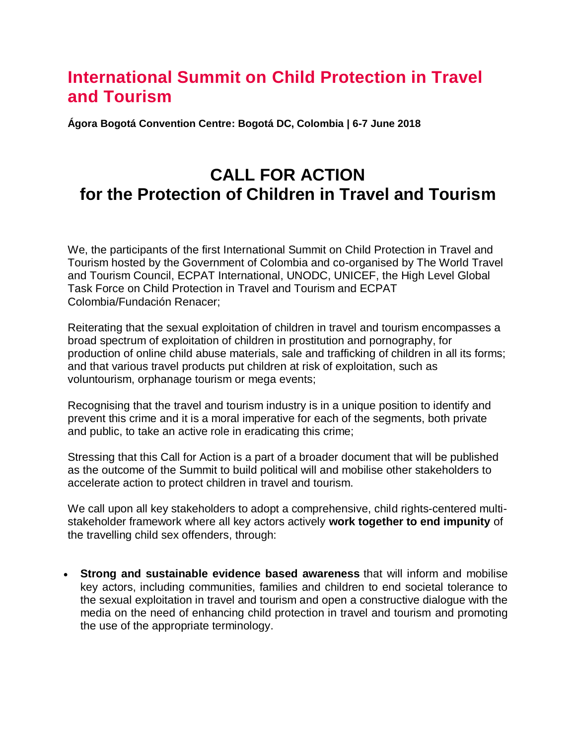# International Summit on Child Protection in Travel and Tourism

**Ágora Bogotá Convention Centre: Bogotá DC, Colombia | 6-7 June 2018**

## CALL FOR ACTION
## for the Protection of Children in Travel and Tourism

We, the participants of the first International Summit on Child Protection in Travel and Tourism hosted by the Government of Colombia and co-organised by The World Travel and Tourism Council, ECPAT International, UNODC, UNICEF, the High Level Global Task Force on Child Protection in Travel and Tourism and ECPAT Colombia/Fundación Renacer;

Reiterating that the sexual exploitation of children in travel and tourism encompasses a broad spectrum of exploitation of children in prostitution and pornography, for production of online child abuse materials, sale and trafficking of children in all its forms; and that various travel products put children at risk of exploitation, such as voluntourism, orphanage tourism or mega events;

Recognising that the travel and tourism industry is in a unique position to identify and prevent this crime and it is a moral imperative for each of the segments, both private and public, to take an active role in eradicating this crime;

Stressing that this Call for Action is a part of a broader document that will be published as the outcome of the Summit to build political will and mobilise other stakeholders to accelerate action to protect children in travel and tourism.

We call upon all key stakeholders to adopt a comprehensive, child rights-centered multi-stakeholder framework where all key actors actively **work together to end impunity** of the travelling child sex offenders, through:

- **Strong and sustainable evidence based awareness** that will inform and mobilise key actors, including communities, families and children to end societal tolerance to the sexual exploitation in travel and tourism and open a constructive dialogue with the media on the need of enhancing child protection in travel and tourism and promoting the use of the appropriate terminology.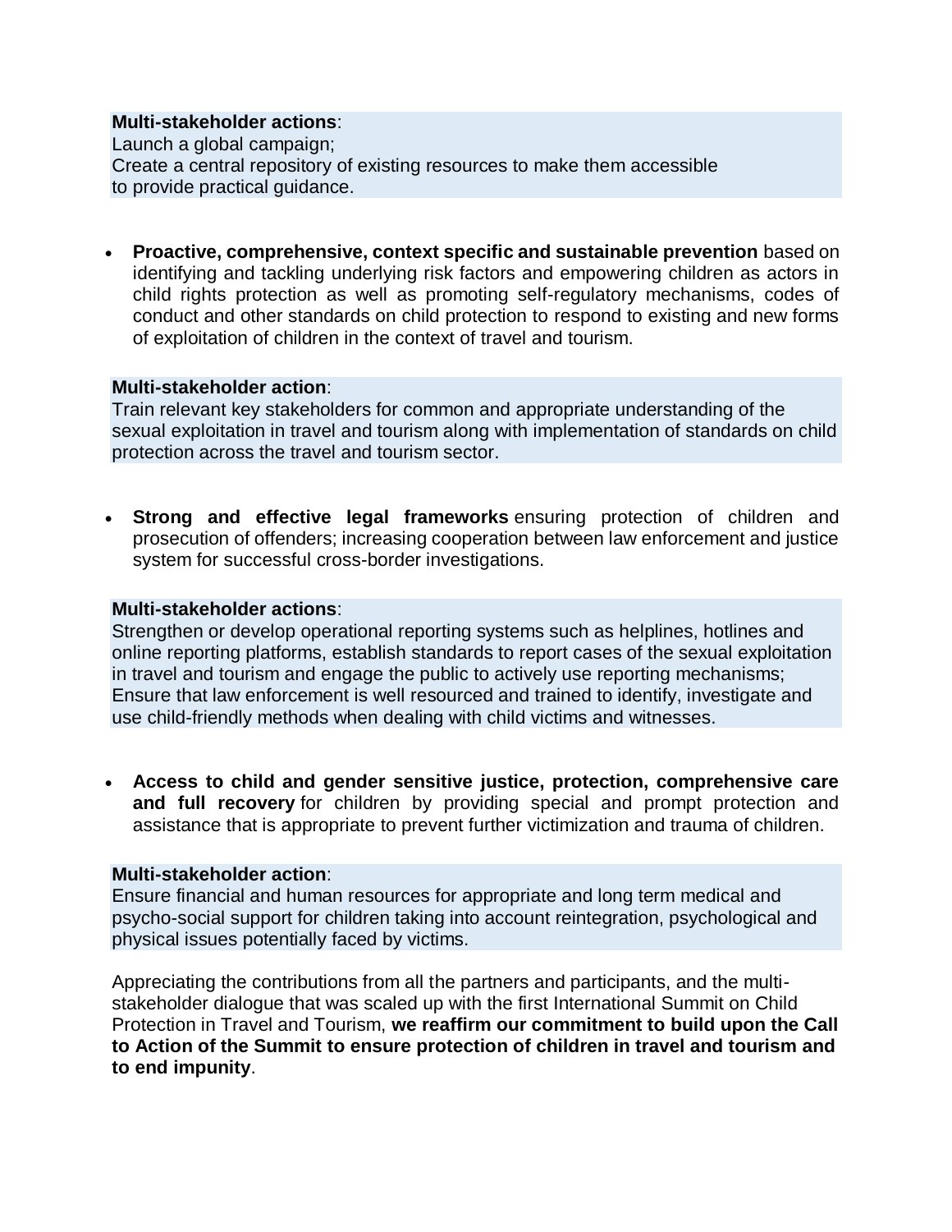**Multi-stakeholder actions**:
Launch a global campaign;
Create a central repository of existing resources to make them accessible to provide practical guidance.

- **Proactive, comprehensive, context specific and sustainable prevention** based on identifying and tackling underlying risk factors and empowering children as actors in child rights protection as well as promoting self-regulatory mechanisms, codes of conduct and other standards on child protection to respond to existing and new forms of exploitation of children in the context of travel and tourism.

**Multi-stakeholder action**:
Train relevant key stakeholders for common and appropriate understanding of the sexual exploitation in travel and tourism along with implementation of standards on child protection across the travel and tourism sector.

- **Strong and effective legal frameworks** ensuring protection of children and prosecution of offenders; increasing cooperation between law enforcement and justice system for successful cross-border investigations.

**Multi-stakeholder actions**:
Strengthen or develop operational reporting systems such as helplines, hotlines and online reporting platforms, establish standards to report cases of the sexual exploitation in travel and tourism and engage the public to actively use reporting mechanisms;
Ensure that law enforcement is well resourced and trained to identify, investigate and use child-friendly methods when dealing with child victims and witnesses.

- **Access to child and gender sensitive justice, protection, comprehensive care and full recovery** for children by providing special and prompt protection and assistance that is appropriate to prevent further victimization and trauma of children.

**Multi-stakeholder action**:
Ensure financial and human resources for appropriate and long term medical and psycho-social support for children taking into account reintegration, psychological and physical issues potentially faced by victims.

Appreciating the contributions from all the partners and participants, and the multi-stakeholder dialogue that was scaled up with the first International Summit on Child Protection in Travel and Tourism, **we reaffirm our commitment to build upon the Call to Action of the Summit to ensure protection of children in travel and tourism and to end impunity**.